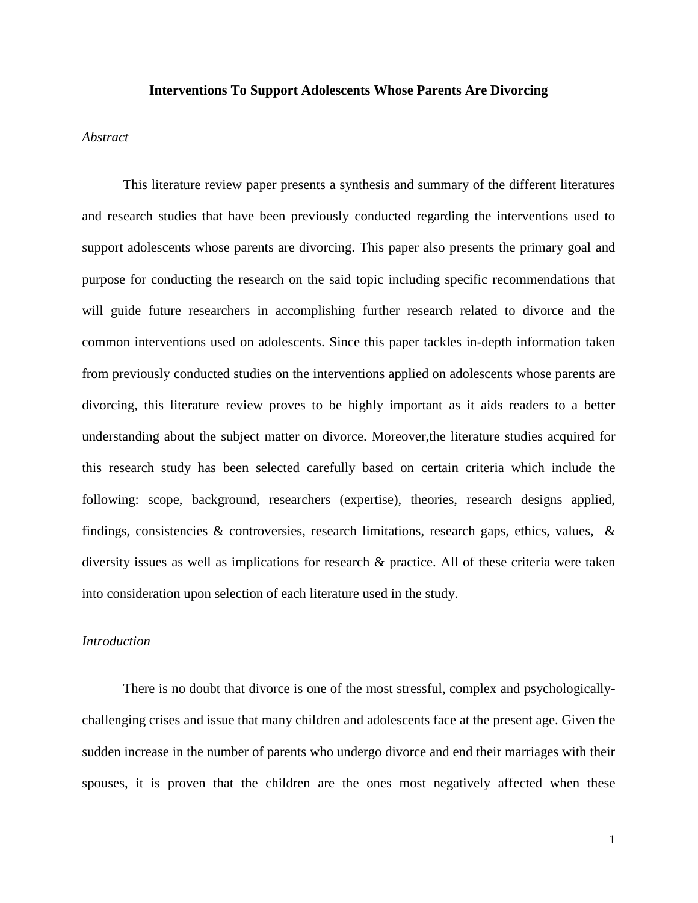**Interventions To Support Adolescents Whose Parents Are Divorcing**

*Abstract*

This literature review paper presents a synthesis and summary of the different literatures and research studies that have been previously conducted regarding the interventions used to support adolescents whose parents are divorcing. This paper also presents the primary goal and purpose for conducting the research on the said topic including specific recommendations that will guide future researchers in accomplishing further research related to divorce and the common interventions used on adolescents. Since this paper tackles in-depth information taken from previously conducted studies on the interventions applied on adolescents whose parents are divorcing, this literature review proves to be highly important as it aids readers to a better understanding about the subject matter on divorce. Moreover,the literature studies acquired for this research study has been selected carefully based on certain criteria which include the following: scope, background, researchers (expertise), theories, research designs applied, findings, consistencies & controversies, research limitations, research gaps, ethics, values, & diversity issues as well as implications for research & practice. All of these criteria were taken into consideration upon selection of each literature used in the study.

*Introduction*

There is no doubt that divorce is one of the most stressful, complex and psychologically-challenging crises and issue that many children and adolescents face at the present age. Given the sudden increase in the number of parents who undergo divorce and end their marriages with their spouses, it is proven that the children are the ones most negatively affected when these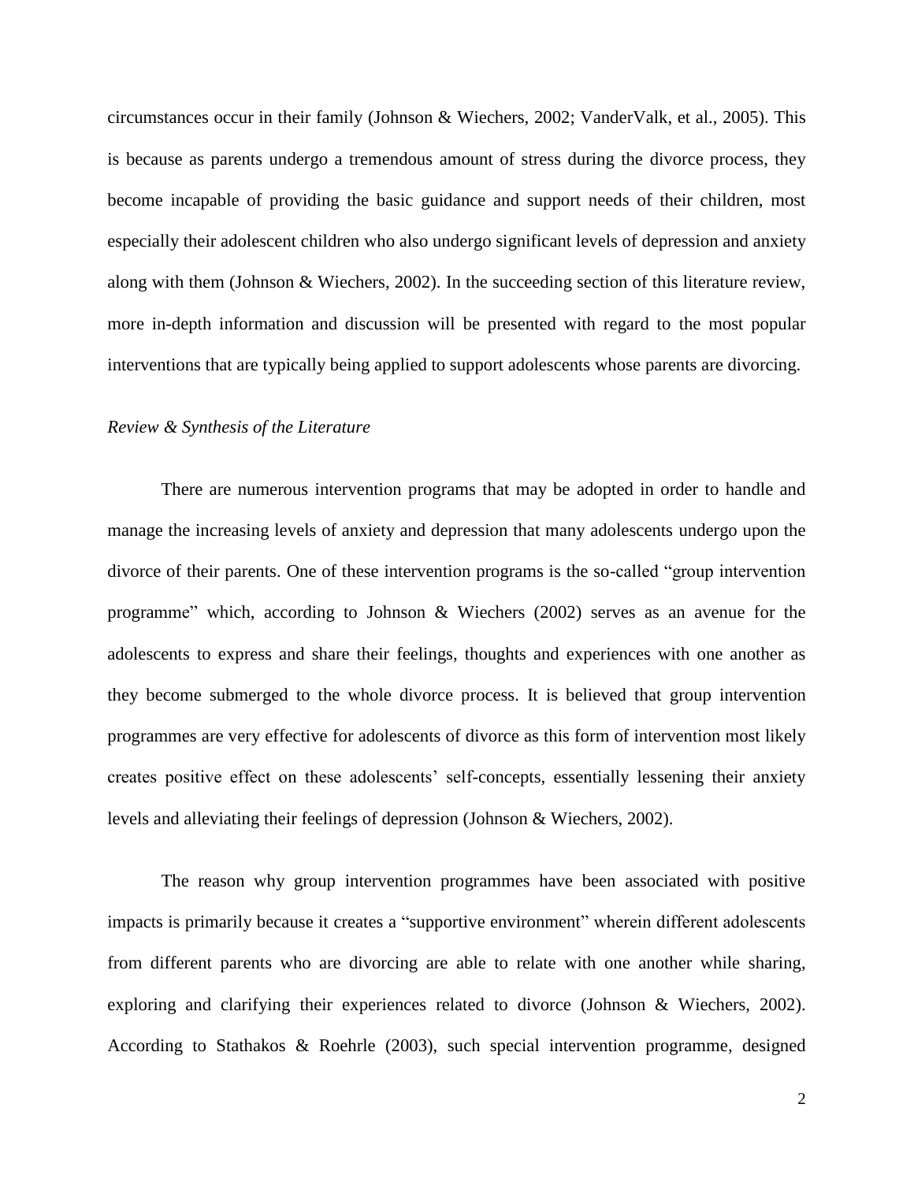circumstances occur in their family (Johnson & Wiechers, 2002; VanderValk, et al., 2005). This is because as parents undergo a tremendous amount of stress during the divorce process, they become incapable of providing the basic guidance and support needs of their children, most especially their adolescent children who also undergo significant levels of depression and anxiety along with them (Johnson & Wiechers, 2002). In the succeeding section of this literature review, more in-depth information and discussion will be presented with regard to the most popular interventions that are typically being applied to support adolescents whose parents are divorcing.

*Review & Synthesis of the Literature*

There are numerous intervention programs that may be adopted in order to handle and manage the increasing levels of anxiety and depression that many adolescents undergo upon the divorce of their parents. One of these intervention programs is the so-called "group intervention programme" which, according to Johnson & Wiechers (2002) serves as an avenue for the adolescents to express and share their feelings, thoughts and experiences with one another as they become submerged to the whole divorce process. It is believed that group intervention programmes are very effective for adolescents of divorce as this form of intervention most likely creates positive effect on these adolescents' self-concepts, essentially lessening their anxiety levels and alleviating their feelings of depression (Johnson & Wiechers, 2002).

The reason why group intervention programmes have been associated with positive impacts is primarily because it creates a "supportive environment" wherein different adolescents from different parents who are divorcing are able to relate with one another while sharing, exploring and clarifying their experiences related to divorce (Johnson & Wiechers, 2002). According to Stathakos & Roehrle (2003), such special intervention programme, designed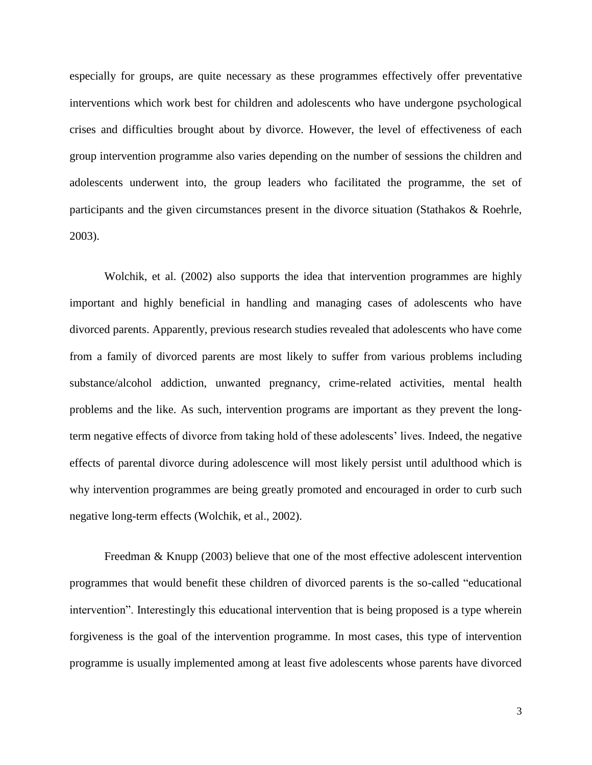especially for groups, are quite necessary as these programmes effectively offer preventative interventions which work best for children and adolescents who have undergone psychological crises and difficulties brought about by divorce. However, the level of effectiveness of each group intervention programme also varies depending on the number of sessions the children and adolescents underwent into, the group leaders who facilitated the programme, the set of participants and the given circumstances present in the divorce situation (Stathakos & Roehrle, 2003).

Wolchik, et al. (2002) also supports the idea that intervention programmes are highly important and highly beneficial in handling and managing cases of adolescents who have divorced parents. Apparently, previous research studies revealed that adolescents who have come from a family of divorced parents are most likely to suffer from various problems including substance/alcohol addiction, unwanted pregnancy, crime-related activities, mental health problems and the like. As such, intervention programs are important as they prevent the long-term negative effects of divorce from taking hold of these adolescents' lives. Indeed, the negative effects of parental divorce during adolescence will most likely persist until adulthood which is why intervention programmes are being greatly promoted and encouraged in order to curb such negative long-term effects (Wolchik, et al., 2002).

Freedman & Knupp (2003) believe that one of the most effective adolescent intervention programmes that would benefit these children of divorced parents is the so-called "educational intervention". Interestingly this educational intervention that is being proposed is a type wherein forgiveness is the goal of the intervention programme. In most cases, this type of intervention programme is usually implemented among at least five adolescents whose parents have divorced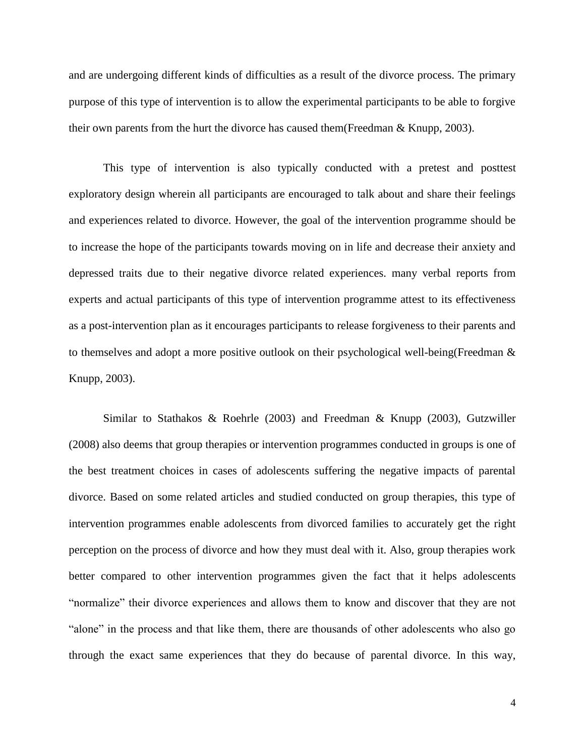and are undergoing different kinds of difficulties as a result of the divorce process. The primary purpose of this type of intervention is to allow the experimental participants to be able to forgive their own parents from the hurt the divorce has caused them(Freedman & Knupp, 2003).

This type of intervention is also typically conducted with a pretest and posttest exploratory design wherein all participants are encouraged to talk about and share their feelings and experiences related to divorce. However, the goal of the intervention programme should be to increase the hope of the participants towards moving on in life and decrease their anxiety and depressed traits due to their negative divorce related experiences. many verbal reports from experts and actual participants of this type of intervention programme attest to its effectiveness as a post-intervention plan as it encourages participants to release forgiveness to their parents and to themselves and adopt a more positive outlook on their psychological well-being(Freedman & Knupp, 2003).

Similar to Stathakos & Roehrle (2003) and Freedman & Knupp (2003), Gutzwiller (2008) also deems that group therapies or intervention programmes conducted in groups is one of the best treatment choices in cases of adolescents suffering the negative impacts of parental divorce. Based on some related articles and studied conducted on group therapies, this type of intervention programmes enable adolescents from divorced families to accurately get the right perception on the process of divorce and how they must deal with it. Also, group therapies work better compared to other intervention programmes given the fact that it helps adolescents "normalize" their divorce experiences and allows them to know and discover that they are not "alone" in the process and that like them, there are thousands of other adolescents who also go through the exact same experiences that they do because of parental divorce. In this way,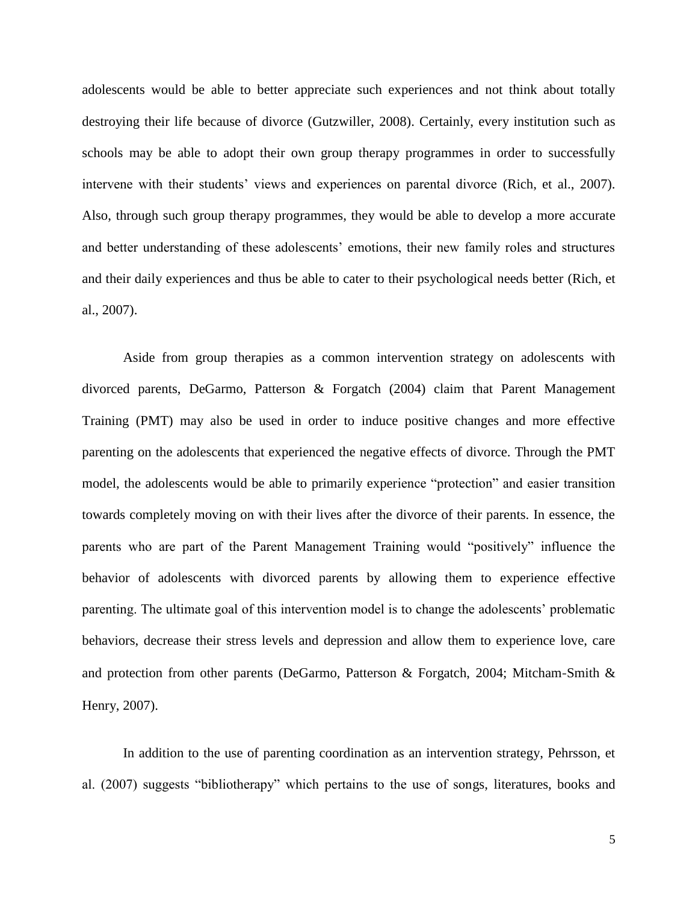adolescents would be able to better appreciate such experiences and not think about totally destroying their life because of divorce (Gutzwiller, 2008). Certainly, every institution such as schools may be able to adopt their own group therapy programmes in order to successfully intervene with their students' views and experiences on parental divorce (Rich, et al., 2007). Also, through such group therapy programmes, they would be able to develop a more accurate and better understanding of these adolescents' emotions, their new family roles and structures and their daily experiences and thus be able to cater to their psychological needs better (Rich, et al., 2007).

Aside from group therapies as a common intervention strategy on adolescents with divorced parents, DeGarmo, Patterson & Forgatch (2004) claim that Parent Management Training (PMT) may also be used in order to induce positive changes and more effective parenting on the adolescents that experienced the negative effects of divorce. Through the PMT model, the adolescents would be able to primarily experience "protection" and easier transition towards completely moving on with their lives after the divorce of their parents. In essence, the parents who are part of the Parent Management Training would "positively" influence the behavior of adolescents with divorced parents by allowing them to experience effective parenting. The ultimate goal of this intervention model is to change the adolescents' problematic behaviors, decrease their stress levels and depression and allow them to experience love, care and protection from other parents (DeGarmo, Patterson & Forgatch, 2004; Mitcham-Smith & Henry, 2007).

In addition to the use of parenting coordination as an intervention strategy, Pehrsson, et al. (2007) suggests "bibliotherapy" which pertains to the use of songs, literatures, books and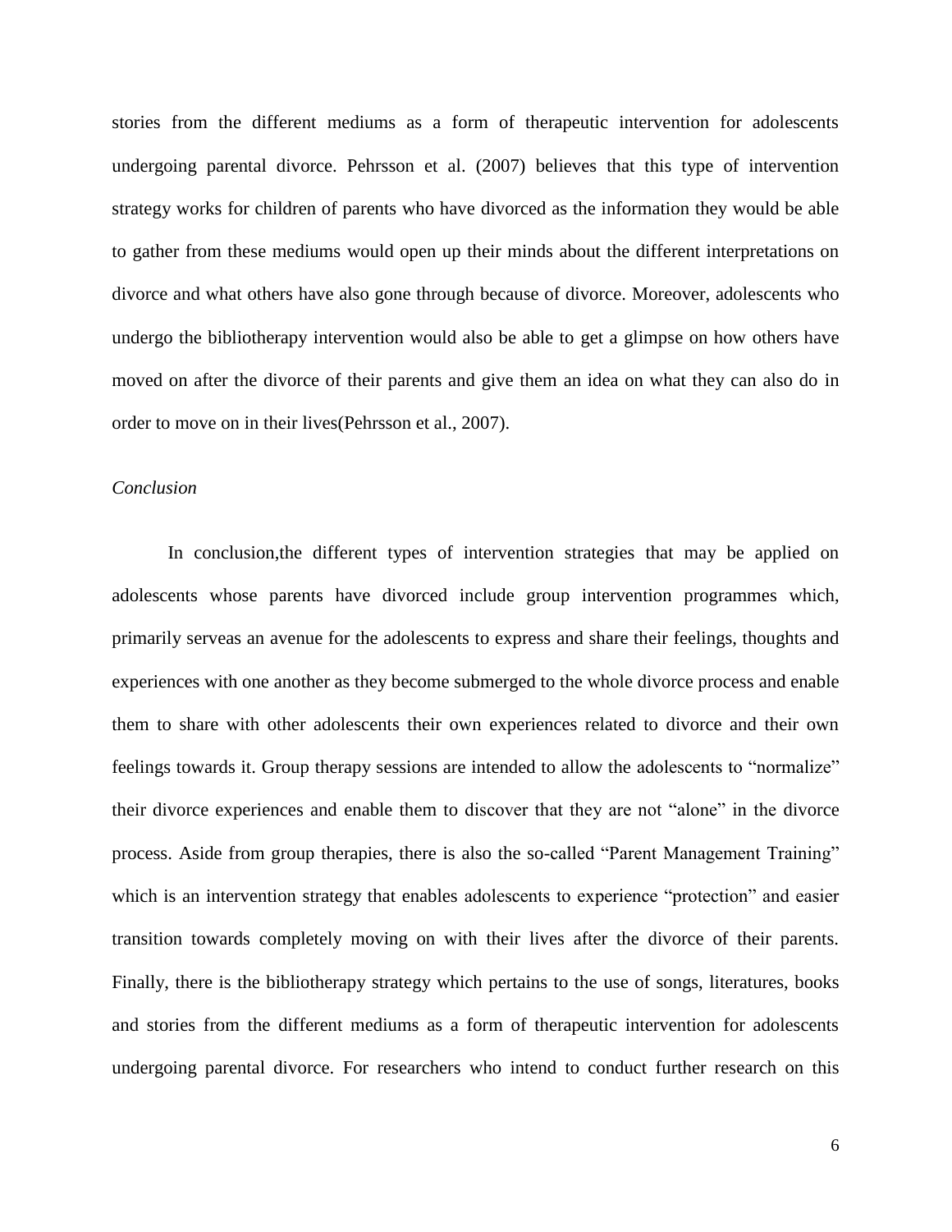stories from the different mediums as a form of therapeutic intervention for adolescents undergoing parental divorce. Pehrsson et al. (2007) believes that this type of intervention strategy works for children of parents who have divorced as the information they would be able to gather from these mediums would open up their minds about the different interpretations on divorce and what others have also gone through because of divorce. Moreover, adolescents who undergo the bibliotherapy intervention would also be able to get a glimpse on how others have moved on after the divorce of their parents and give them an idea on what they can also do in order to move on in their lives(Pehrsson et al., 2007).

*Conclusion*

In conclusion,the different types of intervention strategies that may be applied on adolescents whose parents have divorced include group intervention programmes which, primarily serveas an avenue for the adolescents to express and share their feelings, thoughts and experiences with one another as they become submerged to the whole divorce process and enable them to share with other adolescents their own experiences related to divorce and their own feelings towards it. Group therapy sessions are intended to allow the adolescents to "normalize" their divorce experiences and enable them to discover that they are not "alone" in the divorce process. Aside from group therapies, there is also the so-called "Parent Management Training" which is an intervention strategy that enables adolescents to experience "protection" and easier transition towards completely moving on with their lives after the divorce of their parents. Finally, there is the bibliotherapy strategy which pertains to the use of songs, literatures, books and stories from the different mediums as a form of therapeutic intervention for adolescents undergoing parental divorce. For researchers who intend to conduct further research on this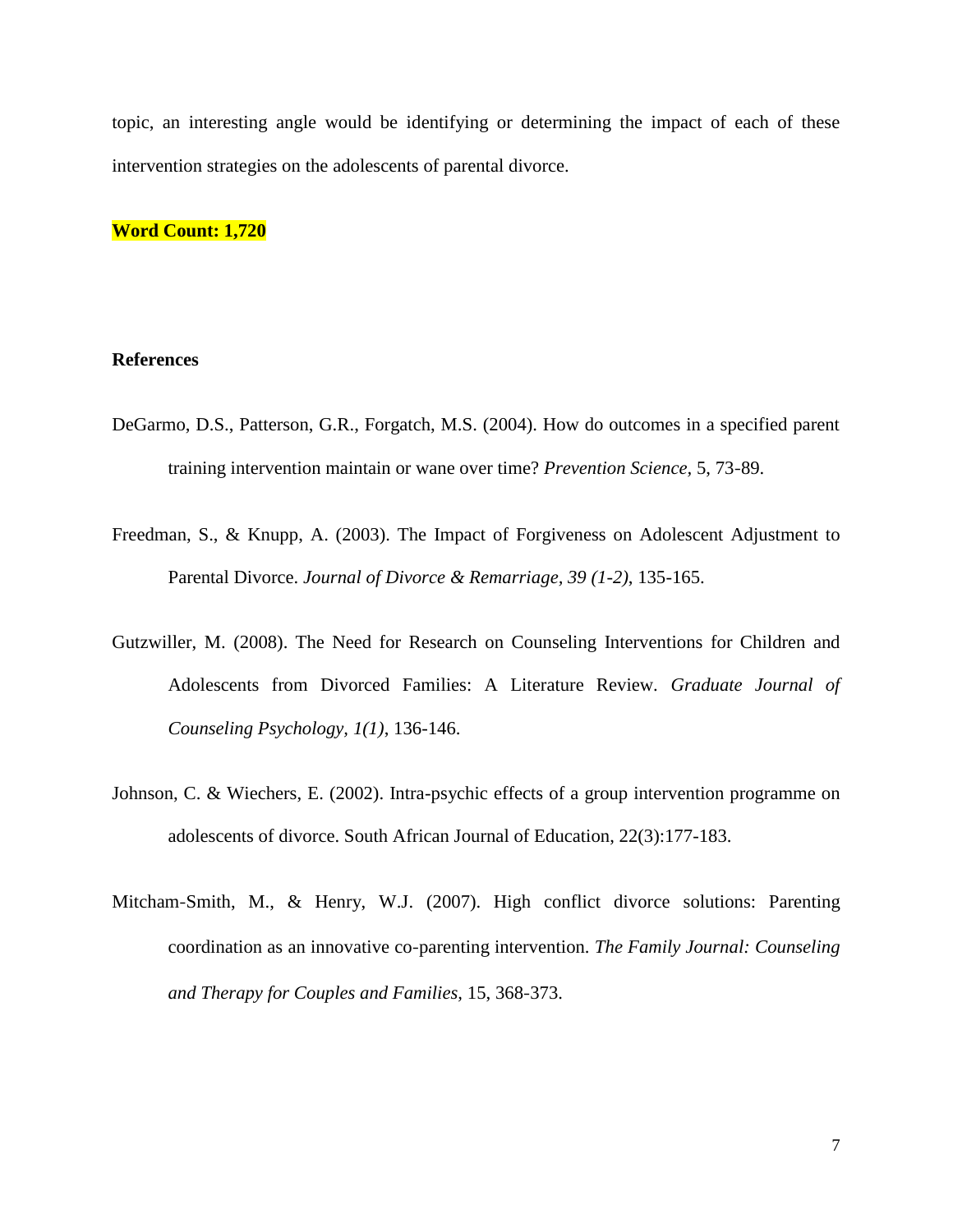topic, an interesting angle would be identifying or determining the impact of each of these intervention strategies on the adolescents of parental divorce.

**Word Count: 1,720**

**References**

DeGarmo, D.S., Patterson, G.R., Forgatch, M.S. (2004). How do outcomes in a specified parent training intervention maintain or wane over time? *Prevention Science,* 5, 73-89.

Freedman, S., & Knupp, A. (2003). The Impact of Forgiveness on Adolescent Adjustment to Parental Divorce. *Journal of Divorce & Remarriage, 39 (1-2)*, 135-165.

Gutzwiller, M. (2008). The Need for Research on Counseling Interventions for Children and Adolescents from Divorced Families: A Literature Review. *Graduate Journal of Counseling Psychology, 1(1)*, 136-146.

Johnson, C. & Wiechers, E. (2002). Intra-psychic effects of a group intervention programme on adolescents of divorce. South African Journal of Education, 22(3):177-183.

Mitcham-Smith, M., & Henry, W.J. (2007). High conflict divorce solutions: Parenting coordination as an innovative co-parenting intervention. *The Family Journal: Counseling and Therapy for Couples and Families*, 15, 368-373.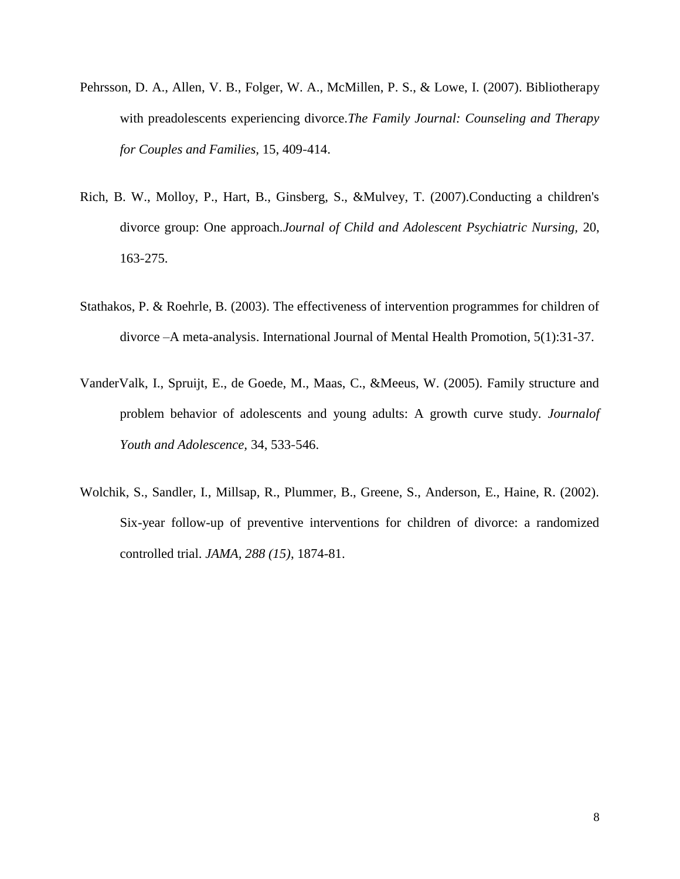Pehrsson, D. A., Allen, V. B., Folger, W. A., McMillen, P. S., & Lowe, I. (2007). Bibliotherapy with preadolescents experiencing divorce.*The Family Journal: Counseling and Therapy for Couples and Families*, 15, 409-414.

Rich, B. W., Molloy, P., Hart, B., Ginsberg, S., &Mulvey, T. (2007).Conducting a children's divorce group: One approach.*Journal of Child and Adolescent Psychiatric Nursing,* 20, 163-275.

Stathakos, P. & Roehrle, B. (2003). The effectiveness of intervention programmes for children of divorce –A meta-analysis. International Journal of Mental Health Promotion, 5(1):31-37.

VanderValk, I., Spruijt, E., de Goede, M., Maas, C., &Meeus, W. (2005). Family structure and problem behavior of adolescents and young adults: A growth curve study. *Journalof Youth and Adolescence*, 34, 533-546.

Wolchik, S., Sandler, I., Millsap, R., Plummer, B., Greene, S., Anderson, E., Haine, R. (2002). Six-year follow-up of preventive interventions for children of divorce: a randomized controlled trial. *JAMA, 288 (15)*, 1874-81.